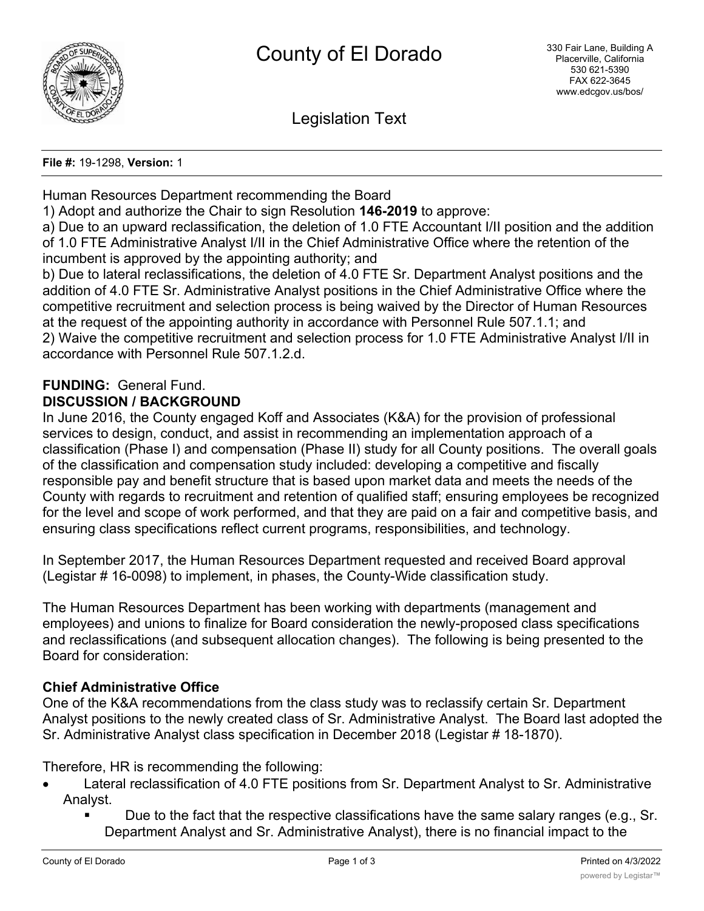# County of El Dorado

330 Fair Lane, Building A
Placerville, California
530 621-5390
FAX 622-3645
www.edcgov.us/bos/

## Legislation Text

**File #:** 19-1298, **Version:** 1

Human Resources Department recommending the Board
1) Adopt and authorize the Chair to sign Resolution **146-2019** to approve:
a) Due to an upward reclassification, the deletion of 1.0 FTE Accountant I/II position and the addition of 1.0 FTE Administrative Analyst I/II in the Chief Administrative Office where the retention of the incumbent is approved by the appointing authority; and
b) Due to lateral reclassifications, the deletion of 4.0 FTE Sr. Department Analyst positions and the addition of 4.0 FTE Sr. Administrative Analyst positions in the Chief Administrative Office where the competitive recruitment and selection process is being waived by the Director of Human Resources at the request of the appointing authority in accordance with Personnel Rule 507.1.1; and
2) Waive the competitive recruitment and selection process for 1.0 FTE Administrative Analyst I/II in accordance with Personnel Rule 507.1.2.d.

**FUNDING:** General Fund.

**DISCUSSION / BACKGROUND**

In June 2016, the County engaged Koff and Associates (K&A) for the provision of professional services to design, conduct, and assist in recommending an implementation approach of a classification (Phase I) and compensation (Phase II) study for all County positions. The overall goals of the classification and compensation study included: developing a competitive and fiscally responsible pay and benefit structure that is based upon market data and meets the needs of the County with regards to recruitment and retention of qualified staff; ensuring employees be recognized for the level and scope of work performed, and that they are paid on a fair and competitive basis, and ensuring class specifications reflect current programs, responsibilities, and technology.

In September 2017, the Human Resources Department requested and received Board approval (Legistar # 16-0098) to implement, in phases, the County-Wide classification study.

The Human Resources Department has been working with departments (management and employees) and unions to finalize for Board consideration the newly-proposed class specifications and reclassifications (and subsequent allocation changes). The following is being presented to the Board for consideration:

**Chief Administrative Office**

One of the K&A recommendations from the class study was to reclassify certain Sr. Department Analyst positions to the newly created class of Sr. Administrative Analyst. The Board last adopted the Sr. Administrative Analyst class specification in December 2018 (Legistar # 18-1870).

Therefore, HR is recommending the following:

- Lateral reclassification of 4.0 FTE positions from Sr. Department Analyst to Sr. Administrative Analyst.
  - Due to the fact that the respective classifications have the same salary ranges (e.g., Sr. Department Analyst and Sr. Administrative Analyst), there is no financial impact to the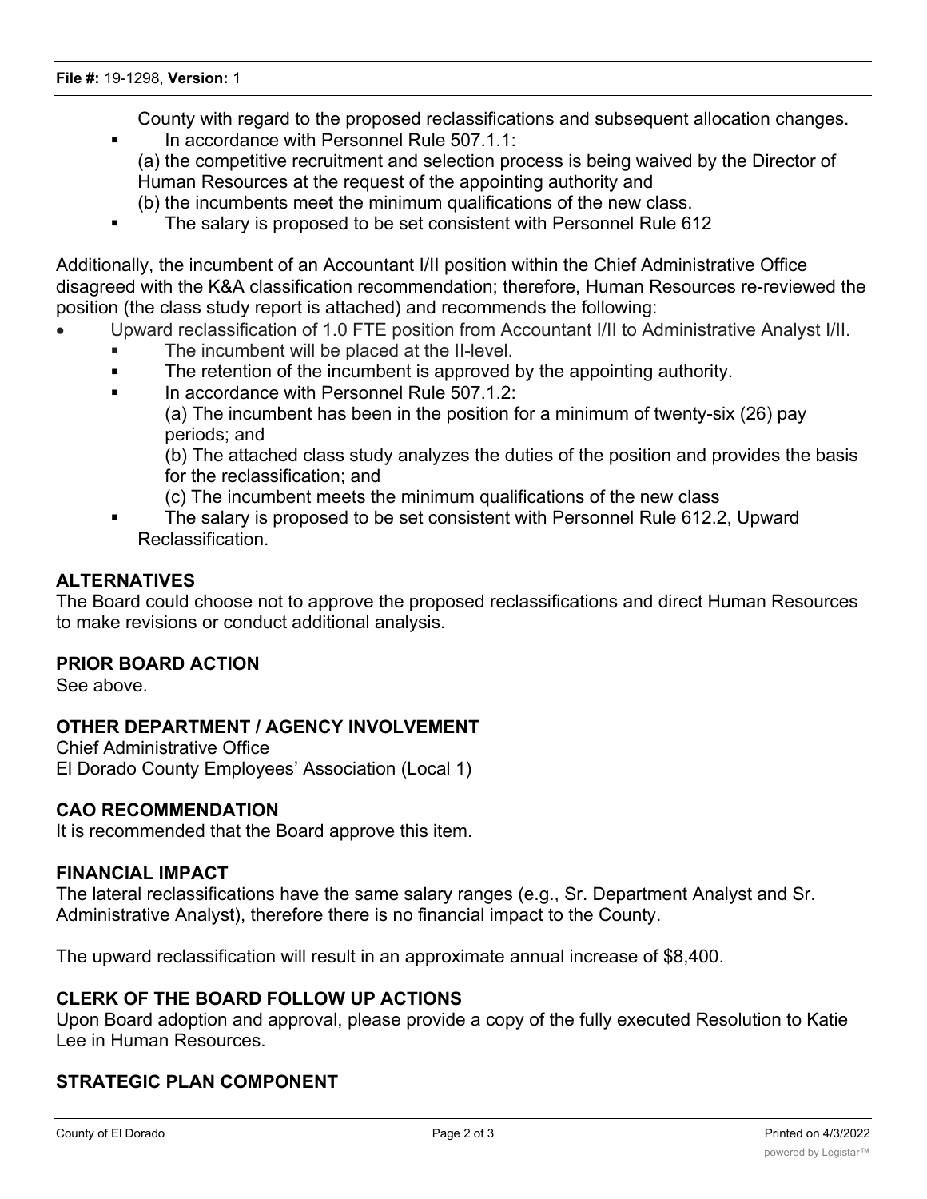County with regard to the proposed reclassifications and subsequent allocation changes.

- In accordance with Personnel Rule 507.1.1:
  (a) the competitive recruitment and selection process is being waived by the Director of Human Resources at the request of the appointing authority and
  (b) the incumbents meet the minimum qualifications of the new class.
- The salary is proposed to be set consistent with Personnel Rule 612

Additionally, the incumbent of an Accountant I/II position within the Chief Administrative Office disagreed with the K&A classification recommendation; therefore, Human Resources re-reviewed the position (the class study report is attached) and recommends the following:

- Upward reclassification of 1.0 FTE position from Accountant I/II to Administrative Analyst I/II.
  - The incumbent will be placed at the II-level.
  - The retention of the incumbent is approved by the appointing authority.
  - In accordance with Personnel Rule 507.1.2:
    (a) The incumbent has been in the position for a minimum of twenty-six (26) pay periods; and
    (b) The attached class study analyzes the duties of the position and provides the basis for the reclassification; and
    (c) The incumbent meets the minimum qualifications of the new class
  - The salary is proposed to be set consistent with Personnel Rule 612.2, Upward Reclassification.

## ALTERNATIVES

The Board could choose not to approve the proposed reclassifications and direct Human Resources to make revisions or conduct additional analysis.

## PRIOR BOARD ACTION

See above.

## OTHER DEPARTMENT / AGENCY INVOLVEMENT

Chief Administrative Office
El Dorado County Employees' Association (Local 1)

## CAO RECOMMENDATION

It is recommended that the Board approve this item.

## FINANCIAL IMPACT

The lateral reclassifications have the same salary ranges (e.g., Sr. Department Analyst and Sr. Administrative Analyst), therefore there is no financial impact to the County.

The upward reclassification will result in an approximate annual increase of $8,400.

## CLERK OF THE BOARD FOLLOW UP ACTIONS

Upon Board adoption and approval, please provide a copy of the fully executed Resolution to Katie Lee in Human Resources.

## STRATEGIC PLAN COMPONENT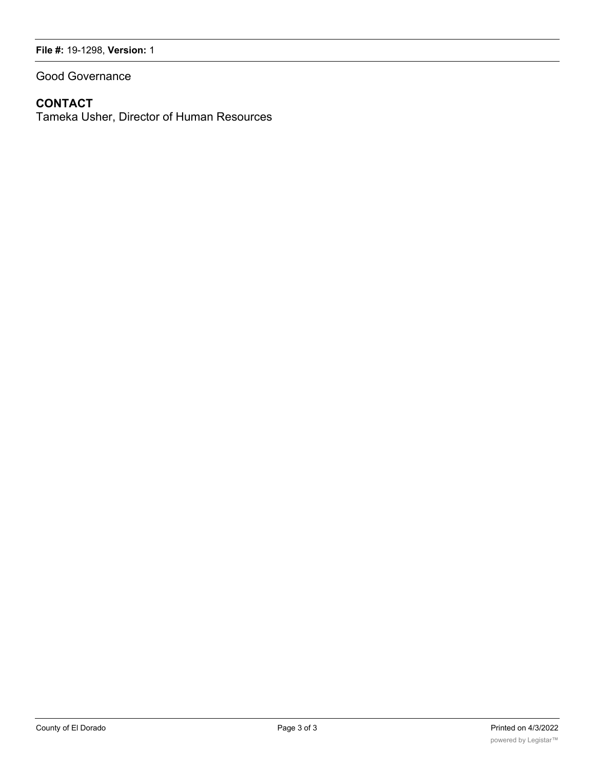Good Governance

**CONTACT**

Tameka Usher, Director of Human Resources